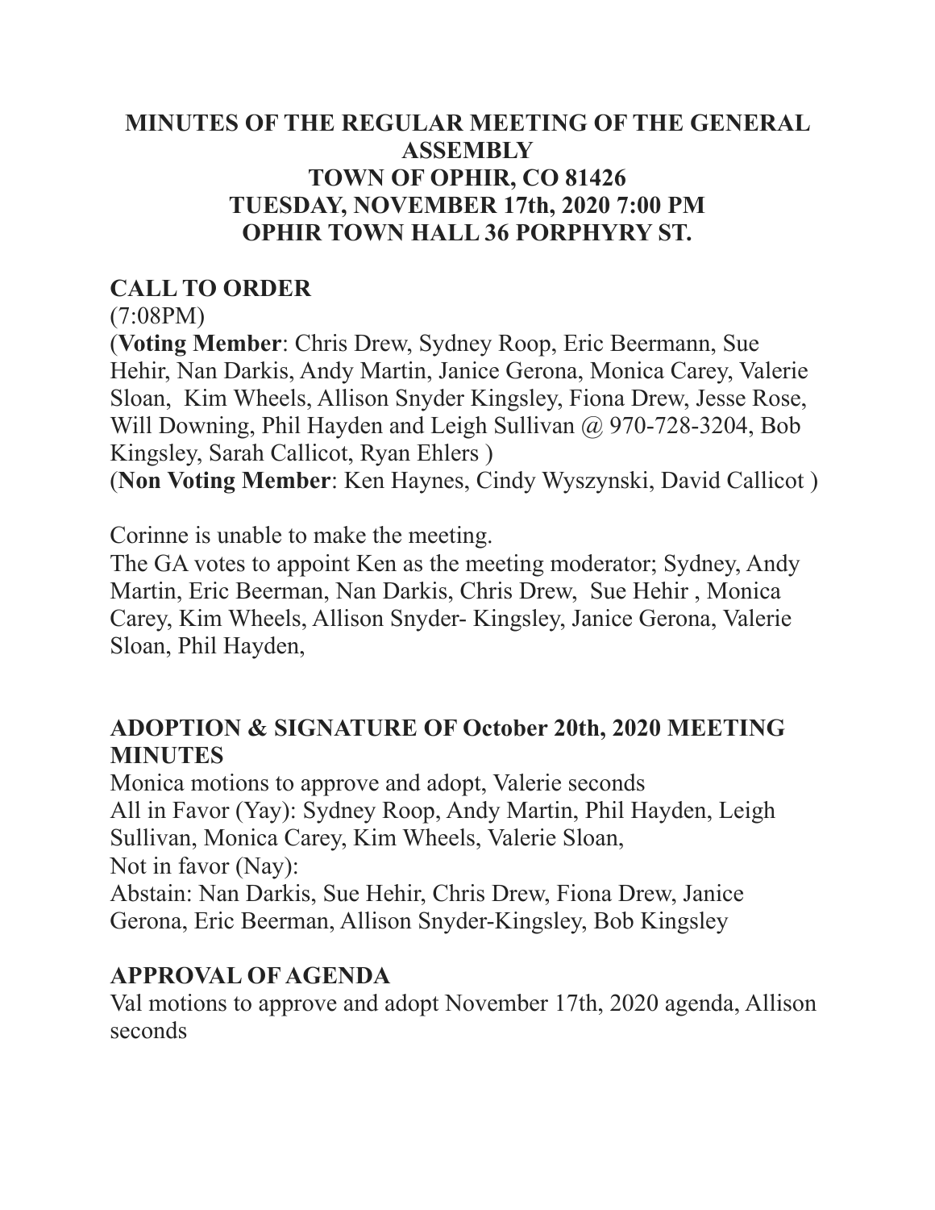**MINUTES OF THE REGULAR MEETING OF THE GENERAL ASSEMBLY**
**TOWN OF OPHIR, CO 81426**
**TUESDAY, NOVEMBER 17th, 2020 7:00 PM**
**OPHIR TOWN HALL 36 PORPHYRY ST.**

## CALL TO ORDER

(7:08PM)

(**Voting Member**: Chris Drew, Sydney Roop, Eric Beermann, Sue Hehir, Nan Darkis, Andy Martin, Janice Gerona, Monica Carey, Valerie Sloan, Kim Wheels, Allison Snyder Kingsley, Fiona Drew, Jesse Rose, Will Downing, Phil Hayden and Leigh Sullivan @ 970-728-3204, Bob Kingsley, Sarah Callicot, Ryan Ehlers )

(**Non Voting Member**: Ken Haynes, Cindy Wyszynski, David Callicot )

Corinne is unable to make the meeting.

The GA votes to appoint Ken as the meeting moderator; Sydney, Andy Martin, Eric Beerman, Nan Darkis, Chris Drew, Sue Hehir , Monica Carey, Kim Wheels, Allison Snyder- Kingsley, Janice Gerona, Valerie Sloan, Phil Hayden,

## ADOPTION & SIGNATURE OF October 20th, 2020 MEETING MINUTES

Monica motions to approve and adopt, Valerie seconds

All in Favor (Yay): Sydney Roop, Andy Martin, Phil Hayden, Leigh Sullivan, Monica Carey, Kim Wheels, Valerie Sloan,

Not in favor (Nay):

Abstain: Nan Darkis, Sue Hehir, Chris Drew, Fiona Drew, Janice Gerona, Eric Beerman, Allison Snyder-Kingsley, Bob Kingsley

## APPROVAL OF AGENDA

Val motions to approve and adopt November 17th, 2020 agenda, Allison seconds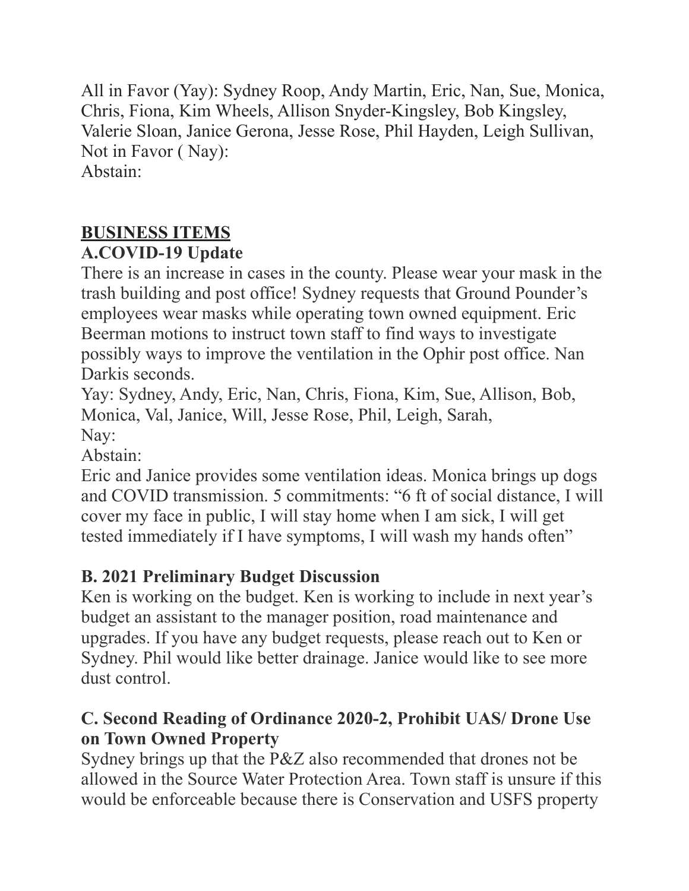All in Favor (Yay): Sydney Roop, Andy Martin, Eric, Nan, Sue, Monica, Chris, Fiona, Kim Wheels, Allison Snyder-Kingsley, Bob Kingsley, Valerie Sloan, Janice Gerona, Jesse Rose, Phil Hayden, Leigh Sullivan,
Not in Favor ( Nay):
Abstain:

## BUSINESS ITEMS

### A.COVID-19 Update

There is an increase in cases in the county. Please wear your mask in the trash building and post office! Sydney requests that Ground Pounder's employees wear masks while operating town owned equipment. Eric Beerman motions to instruct town staff to find ways to investigate possibly ways to improve the ventilation in the Ophir post office. Nan Darkis seconds.
Yay: Sydney, Andy, Eric, Nan, Chris, Fiona, Kim, Sue, Allison, Bob, Monica, Val, Janice, Will, Jesse Rose, Phil, Leigh, Sarah,
Nay:
Abstain:
Eric and Janice provides some ventilation ideas. Monica brings up dogs and COVID transmission. 5 commitments: "6 ft of social distance, I will cover my face in public, I will stay home when I am sick, I will get tested immediately if I have symptoms, I will wash my hands often"

### B. 2021 Preliminary Budget Discussion

Ken is working on the budget. Ken is working to include in next year's budget an assistant to the manager position, road maintenance and upgrades. If you have any budget requests, please reach out to Ken or Sydney. Phil would like better drainage. Janice would like to see more dust control.

### C. Second Reading of Ordinance 2020-2, Prohibit UAS/ Drone Use on Town Owned Property

Sydney brings up that the P&Z also recommended that drones not be allowed in the Source Water Protection Area. Town staff is unsure if this would be enforceable because there is Conservation and USFS property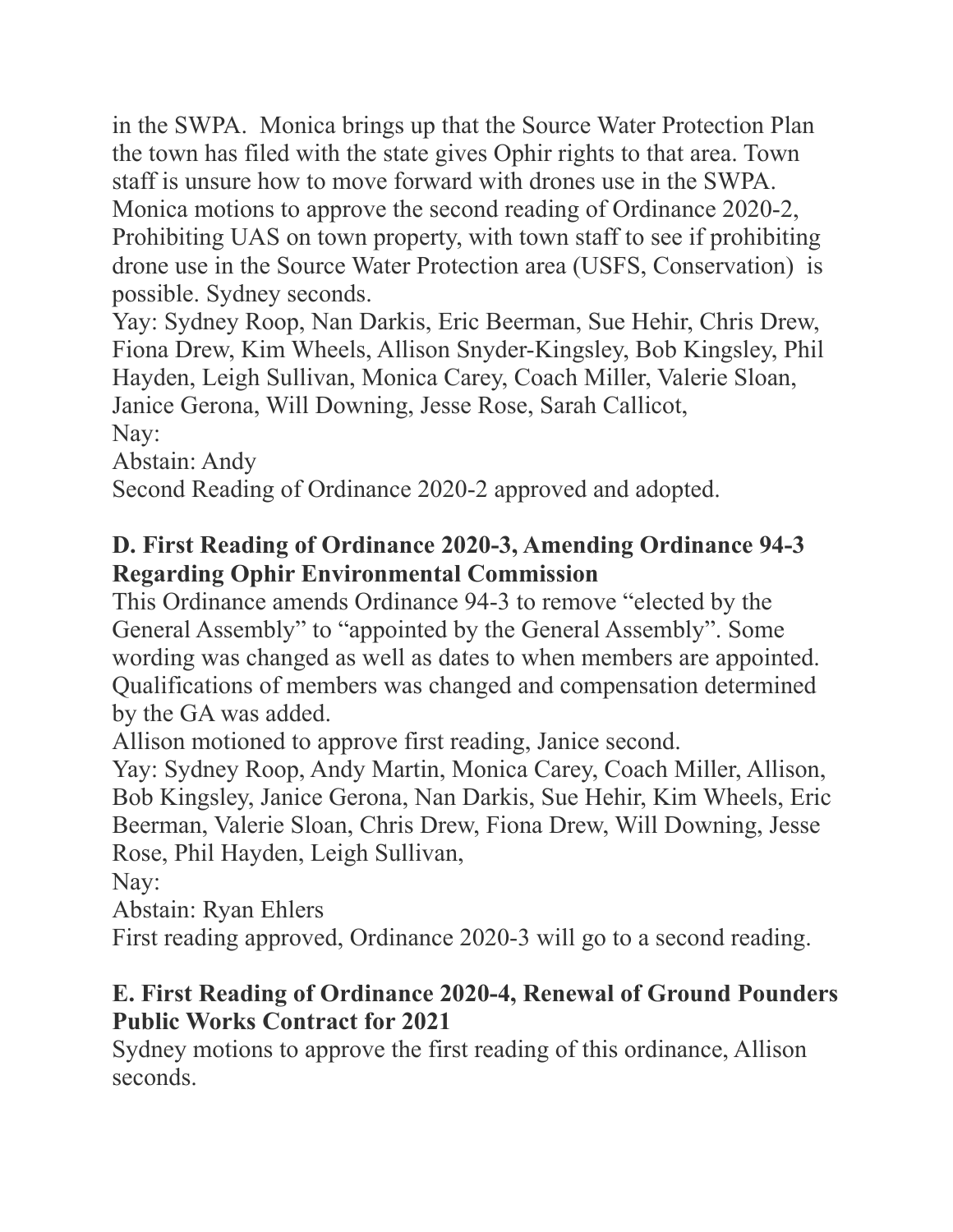in the SWPA. Monica brings up that the Source Water Protection Plan the town has filed with the state gives Ophir rights to that area. Town staff is unsure how to move forward with drones use in the SWPA. Monica motions to approve the second reading of Ordinance 2020-2, Prohibiting UAS on town property, with town staff to see if prohibiting drone use in the Source Water Protection area (USFS, Conservation) is possible. Sydney seconds.

Yay: Sydney Roop, Nan Darkis, Eric Beerman, Sue Hehir, Chris Drew, Fiona Drew, Kim Wheels, Allison Snyder-Kingsley, Bob Kingsley, Phil Hayden, Leigh Sullivan, Monica Carey, Coach Miller, Valerie Sloan, Janice Gerona, Will Downing, Jesse Rose, Sarah Callicot,

Nay:

Abstain: Andy

Second Reading of Ordinance 2020-2 approved and adopted.

**D. First Reading of Ordinance 2020-3, Amending Ordinance 94-3 Regarding Ophir Environmental Commission**

This Ordinance amends Ordinance 94-3 to remove “elected by the General Assembly” to “appointed by the General Assembly”. Some wording was changed as well as dates to when members are appointed. Qualifications of members was changed and compensation determined by the GA was added.

Allison motioned to approve first reading, Janice second.

Yay: Sydney Roop, Andy Martin, Monica Carey, Coach Miller, Allison, Bob Kingsley, Janice Gerona, Nan Darkis, Sue Hehir, Kim Wheels, Eric Beerman, Valerie Sloan, Chris Drew, Fiona Drew, Will Downing, Jesse Rose, Phil Hayden, Leigh Sullivan,

Nay:

Abstain: Ryan Ehlers

First reading approved, Ordinance 2020-3 will go to a second reading.

**E. First Reading of Ordinance 2020-4, Renewal of Ground Pounders Public Works Contract for 2021**

Sydney motions to approve the first reading of this ordinance, Allison seconds.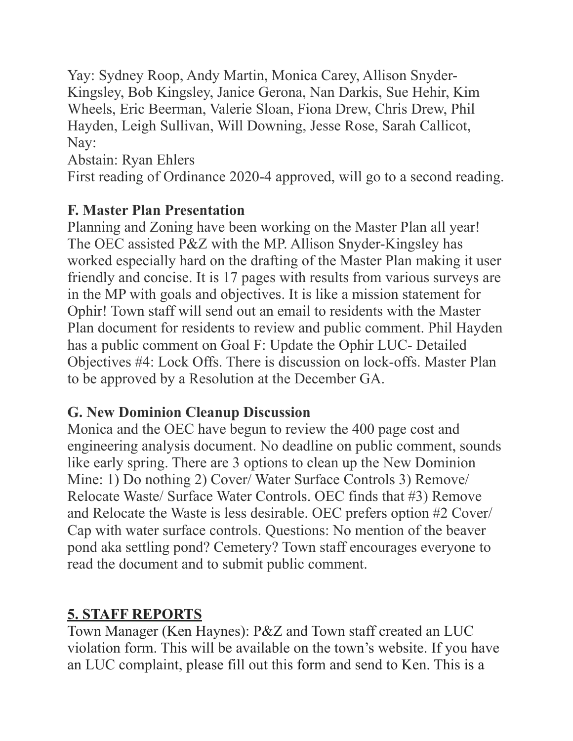Yay: Sydney Roop, Andy Martin, Monica Carey, Allison Snyder-Kingsley, Bob Kingsley, Janice Gerona, Nan Darkis, Sue Hehir, Kim Wheels, Eric Beerman, Valerie Sloan, Fiona Drew, Chris Drew, Phil Hayden, Leigh Sullivan, Will Downing, Jesse Rose, Sarah Callicot,
Nay:
Abstain: Ryan Ehlers
First reading of Ordinance 2020-4 approved, will go to a second reading.

**F. Master Plan Presentation**
Planning and Zoning have been working on the Master Plan all year! The OEC assisted P&Z with the MP. Allison Snyder-Kingsley has worked especially hard on the drafting of the Master Plan making it user friendly and concise. It is 17 pages with results from various surveys are in the MP with goals and objectives. It is like a mission statement for Ophir! Town staff will send out an email to residents with the Master Plan document for residents to review and public comment. Phil Hayden has a public comment on Goal F: Update the Ophir LUC- Detailed Objectives #4: Lock Offs. There is discussion on lock-offs. Master Plan to be approved by a Resolution at the December GA.

**G. New Dominion Cleanup Discussion**
Monica and the OEC have begun to review the 400 page cost and engineering analysis document. No deadline on public comment, sounds like early spring. There are 3 options to clean up the New Dominion Mine: 1) Do nothing 2) Cover/ Water Surface Controls 3) Remove/ Relocate Waste/ Surface Water Controls. OEC finds that #3) Remove and Relocate the Waste is less desirable. OEC prefers option #2 Cover/ Cap with water surface controls. Questions: No mention of the beaver pond aka settling pond? Cemetery? Town staff encourages everyone to read the document and to submit public comment.

## 5. STAFF REPORTS

Town Manager (Ken Haynes): P&Z and Town staff created an LUC violation form. This will be available on the town's website. If you have an LUC complaint, please fill out this form and send to Ken. This is a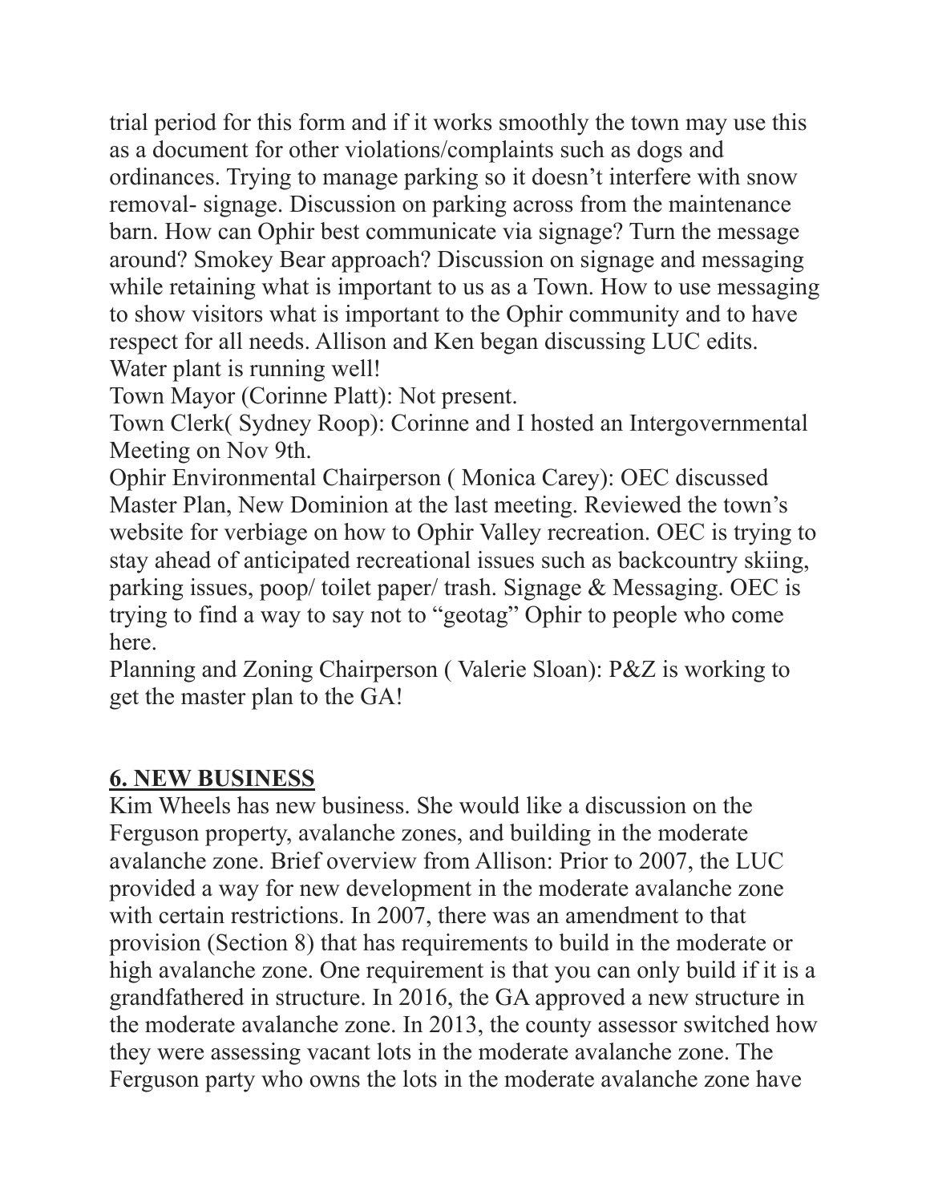trial period for this form and if it works smoothly the town may use this as a document for other violations/complaints such as dogs and ordinances. Trying to manage parking so it doesn't interfere with snow removal- signage. Discussion on parking across from the maintenance barn. How can Ophir best communicate via signage? Turn the message around? Smokey Bear approach? Discussion on signage and messaging while retaining what is important to us as a Town. How to use messaging to show visitors what is important to the Ophir community and to have respect for all needs. Allison and Ken began discussing LUC edits. Water plant is running well!

Town Mayor (Corinne Platt): Not present.

Town Clerk( Sydney Roop): Corinne and I hosted an Intergovernmental Meeting on Nov 9th.

Ophir Environmental Chairperson ( Monica Carey): OEC discussed Master Plan, New Dominion at the last meeting. Reviewed the town's website for verbiage on how to Ophir Valley recreation. OEC is trying to stay ahead of anticipated recreational issues such as backcountry skiing, parking issues, poop/ toilet paper/ trash. Signage & Messaging. OEC is trying to find a way to say not to "geotag" Ophir to people who come here.

Planning and Zoning Chairperson ( Valerie Sloan): P&Z is working to get the master plan to the GA!

## 6. NEW BUSINESS

Kim Wheels has new business. She would like a discussion on the Ferguson property, avalanche zones, and building in the moderate avalanche zone. Brief overview from Allison: Prior to 2007, the LUC provided a way for new development in the moderate avalanche zone with certain restrictions. In 2007, there was an amendment to that provision (Section 8) that has requirements to build in the moderate or high avalanche zone. One requirement is that you can only build if it is a grandfathered in structure. In 2016, the GA approved a new structure in the moderate avalanche zone. In 2013, the county assessor switched how they were assessing vacant lots in the moderate avalanche zone. The Ferguson party who owns the lots in the moderate avalanche zone have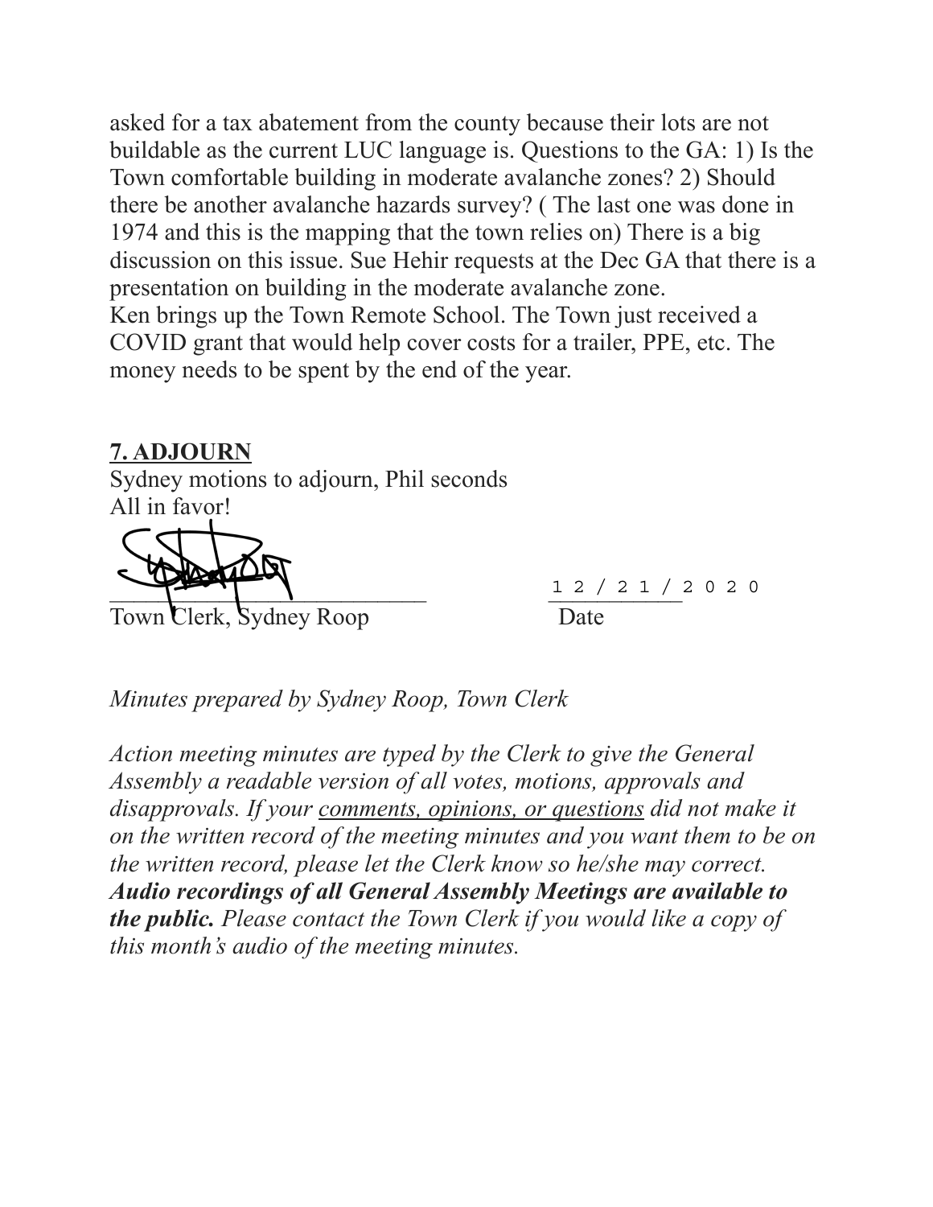asked for a tax abatement from the county because their lots are not buildable as the current LUC language is. Questions to the GA: 1) Is the Town comfortable building in moderate avalanche zones? 2) Should there be another avalanche hazards survey? ( The last one was done in 1974 and this is the mapping that the town relies on) There is a big discussion on this issue. Sue Hehir requests at the Dec GA that there is a presentation on building in the moderate avalanche zone.
Ken brings up the Town Remote School. The Town just received a COVID grant that would help cover costs for a trailer, PPE, etc. The money needs to be spent by the end of the year.

**7. ADJOURN**

Sydney motions to adjourn, Phil seconds
All in favor!

___________________________ 12/21/2020
Town Clerk, Sydney Roop Date

*Minutes prepared by Sydney Roop, Town Clerk*

*Action meeting minutes are typed by the Clerk to give the General Assembly a readable version of all votes, motions, approvals and disapprovals. If your comments, opinions, or questions did not make it on the written record of the meeting minutes and you want them to be on the written record, please let the Clerk know so he/she may correct.* ***Audio recordings of all General Assembly Meetings are available to the public.*** *Please contact the Town Clerk if you would like a copy of this month's audio of the meeting minutes.*